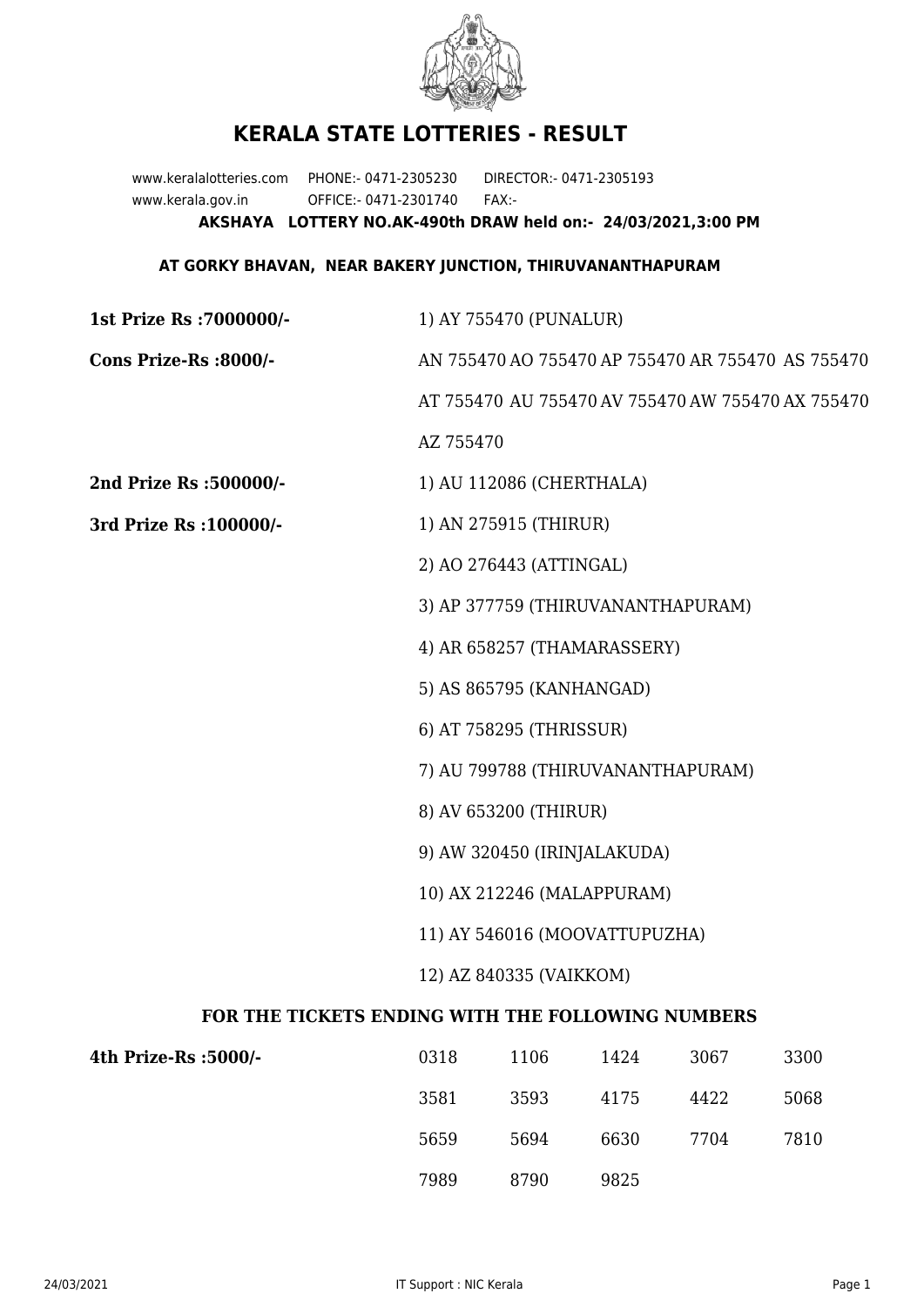# KERALA STATE LOTTERIES - RESULT

www.keralalotteries.com PHONE:- 0471-2305230 DIRECTOR:- 0471-2305193
www.kerala.gov.in OFFICE:- 0471-2301740 FAX:-

**AKSHAYA LOTTERY NO.AK-490th DRAW held on:- 24/03/2021,3:00 PM**

**AT GORKY BHAVAN, NEAR BAKERY JUNCTION, THIRUVANANTHAPURAM**

**1st Prize Rs :7000000/-** 1) AY 755470 (PUNALUR)

**Cons Prize-Rs :8000/-** AN 755470 AO 755470 AP 755470 AR 755470 AS 755470 AT 755470 AU 755470 AV 755470 AW 755470 AX 755470 AZ 755470

**2nd Prize Rs :500000/-** 1) AU 112086 (CHERTHALA)

**3rd Prize Rs :100000/-**

1) AN 275915 (THIRUR)
2) AO 276443 (ATTINGAL)
3) AP 377759 (THIRUVANANTHAPURAM)
4) AR 658257 (THAMARASSERY)
5) AS 865795 (KANHANGAD)
6) AT 758295 (THRISSUR)
7) AU 799788 (THIRUVANANTHAPURAM)
8) AV 653200 (THIRUR)
9) AW 320450 (IRINJALAKUDA)
10) AX 212246 (MALAPPURAM)
11) AY 546016 (MOOVATTUPUZHA)
12) AZ 840335 (VAIKKOM)

### FOR THE TICKETS ENDING WITH THE FOLLOWING NUMBERS

**4th Prize-Rs :5000/-**

| | | | | |
|---|---|---|---|---|
| 0318 | 1106 | 1424 | 3067 | 3300 |
| 3581 | 3593 | 4175 | 4422 | 5068 |
| 5659 | 5694 | 6630 | 7704 | 7810 |
| 7989 | 8790 | 9825 | | |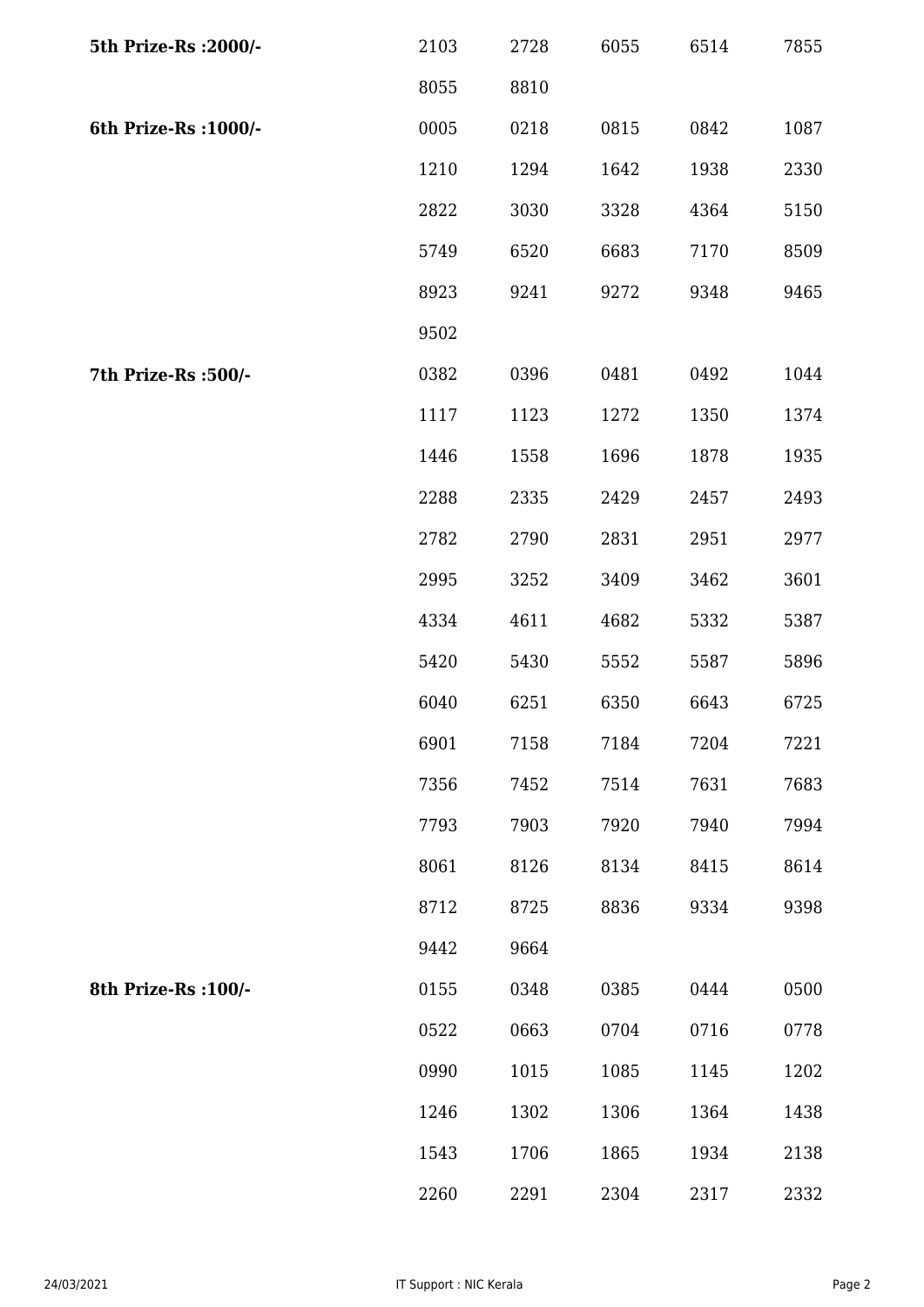| | | | | | |
|---|---|---|---|---|---|
| **5th Prize-Rs :2000/-** | 2103 | 2728 | 6055 | 6514 | 7855 |
| | 8055 | 8810 | | | |
| **6th Prize-Rs :1000/-** | 0005 | 0218 | 0815 | 0842 | 1087 |
| | 1210 | 1294 | 1642 | 1938 | 2330 |
| | 2822 | 3030 | 3328 | 4364 | 5150 |
| | 5749 | 6520 | 6683 | 7170 | 8509 |
| | 8923 | 9241 | 9272 | 9348 | 9465 |
| | 9502 | | | | |
| **7th Prize-Rs :500/-** | 0382 | 0396 | 0481 | 0492 | 1044 |
| | 1117 | 1123 | 1272 | 1350 | 1374 |
| | 1446 | 1558 | 1696 | 1878 | 1935 |
| | 2288 | 2335 | 2429 | 2457 | 2493 |
| | 2782 | 2790 | 2831 | 2951 | 2977 |
| | 2995 | 3252 | 3409 | 3462 | 3601 |
| | 4334 | 4611 | 4682 | 5332 | 5387 |
| | 5420 | 5430 | 5552 | 5587 | 5896 |
| | 6040 | 6251 | 6350 | 6643 | 6725 |
| | 6901 | 7158 | 7184 | 7204 | 7221 |
| | 7356 | 7452 | 7514 | 7631 | 7683 |
| | 7793 | 7903 | 7920 | 7940 | 7994 |
| | 8061 | 8126 | 8134 | 8415 | 8614 |
| | 8712 | 8725 | 8836 | 9334 | 9398 |
| | 9442 | 9664 | | | |
| **8th Prize-Rs :100/-** | 0155 | 0348 | 0385 | 0444 | 0500 |
| | 0522 | 0663 | 0704 | 0716 | 0778 |
| | 0990 | 1015 | 1085 | 1145 | 1202 |
| | 1246 | 1302 | 1306 | 1364 | 1438 |
| | 1543 | 1706 | 1865 | 1934 | 2138 |
| | 2260 | 2291 | 2304 | 2317 | 2332 |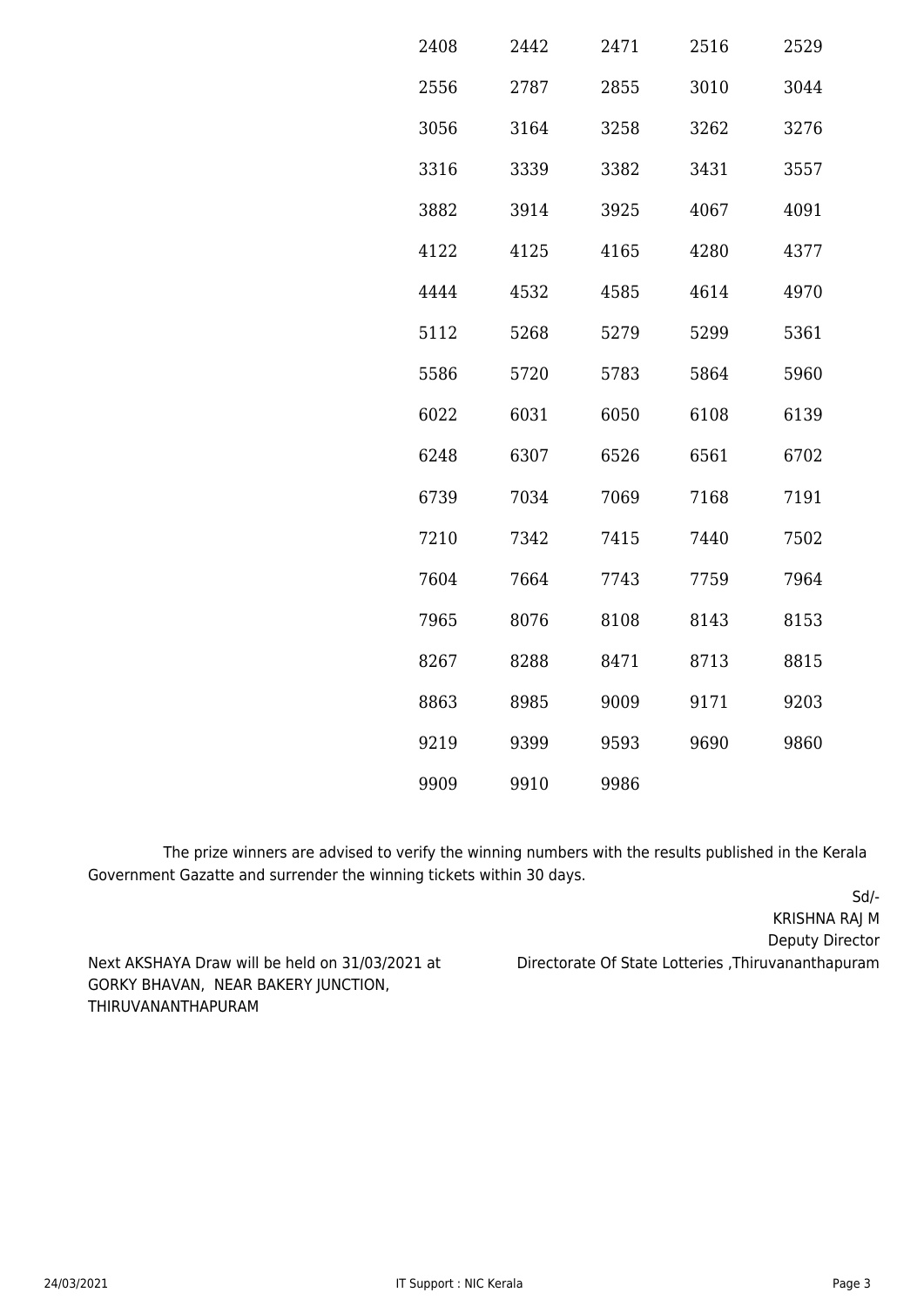| | | | | |
|---|---|---|---|---|
| 2408 | 2442 | 2471 | 2516 | 2529 |
| 2556 | 2787 | 2855 | 3010 | 3044 |
| 3056 | 3164 | 3258 | 3262 | 3276 |
| 3316 | 3339 | 3382 | 3431 | 3557 |
| 3882 | 3914 | 3925 | 4067 | 4091 |
| 4122 | 4125 | 4165 | 4280 | 4377 |
| 4444 | 4532 | 4585 | 4614 | 4970 |
| 5112 | 5268 | 5279 | 5299 | 5361 |
| 5586 | 5720 | 5783 | 5864 | 5960 |
| 6022 | 6031 | 6050 | 6108 | 6139 |
| 6248 | 6307 | 6526 | 6561 | 6702 |
| 6739 | 7034 | 7069 | 7168 | 7191 |
| 7210 | 7342 | 7415 | 7440 | 7502 |
| 7604 | 7664 | 7743 | 7759 | 7964 |
| 7965 | 8076 | 8108 | 8143 | 8153 |
| 8267 | 8288 | 8471 | 8713 | 8815 |
| 8863 | 8985 | 9009 | 9171 | 9203 |
| 9219 | 9399 | 9593 | 9690 | 9860 |
| 9909 | 9910 | 9986 | | |

The prize winners are advised to verify the winning numbers with the results published in the Kerala Government Gazatte and surrender the winning tickets within 30 days.

Sd/-
KRISHNA RAJ M
Deputy Director
Directorate Of State Lotteries ,Thiruvananthapuram

Next AKSHAYA Draw will be held on 31/03/2021 at GORKY BHAVAN, NEAR BAKERY JUNCTION, THIRUVANANTHAPURAM